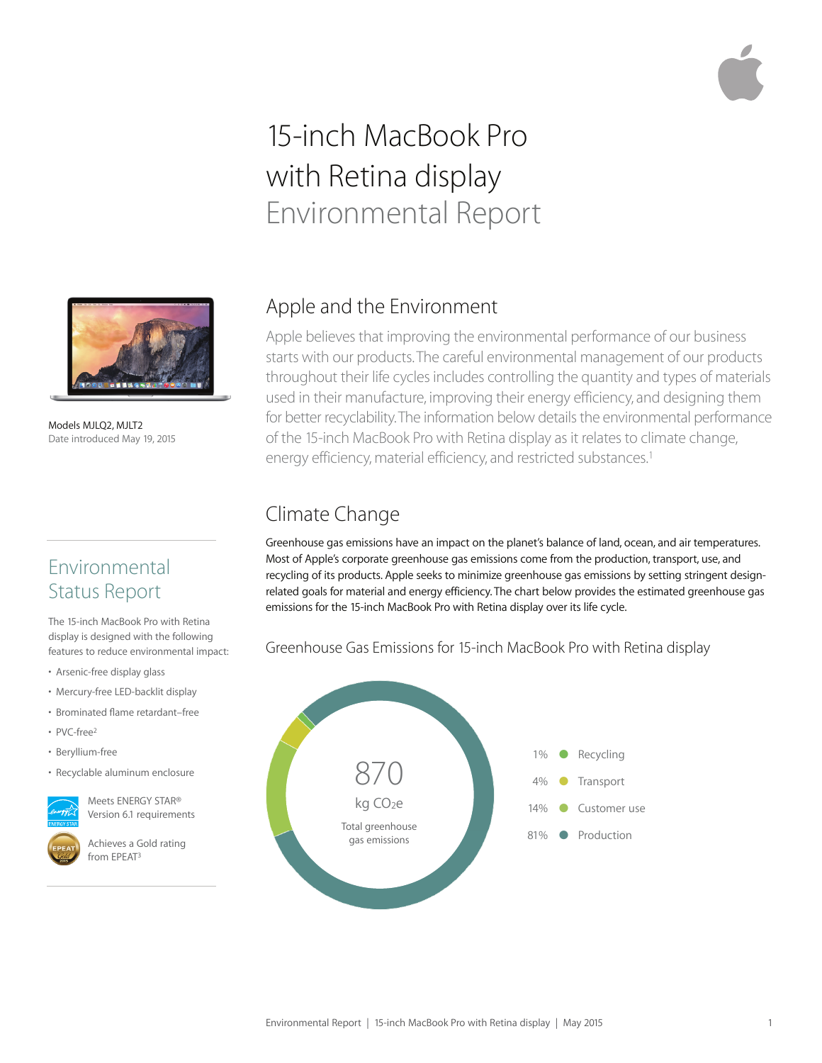# 15-inch MacBook Pro with Retina display Environmental Report

Models MJLQ2, MJLT2
Date introduced May 19, 2015

## Apple and the Environment

Apple believes that improving the environmental performance of our business starts with our products. The careful environmental management of our products throughout their life cycles includes controlling the quantity and types of materials used in their manufacture, improving their energy efficiency, and designing them for better recyclability. The information below details the environmental performance of the 15-inch MacBook Pro with Retina display as it relates to climate change, energy efficiency, material efficiency, and restricted substances.[1]

## Environmental Status Report

The 15-inch MacBook Pro with Retina display is designed with the following features to reduce environmental impact:

- Arsenic-free display glass
- Mercury-free LED-backlit display
- Brominated flame retardant–free
- PVC-free[2]
- Beryllium-free
- Recyclable aluminum enclosure

Meets ENERGY STAR® Version 6.1 requirements

Achieves a Gold rating from EPEAT[3]

## Climate Change

Greenhouse gas emissions have an impact on the planet's balance of land, ocean, and air temperatures. Most of Apple's corporate greenhouse gas emissions come from the production, transport, use, and recycling of its products. Apple seeks to minimize greenhouse gas emissions by setting stringent design-related goals for material and energy efficiency. The chart below provides the estimated greenhouse gas emissions for the 15-inch MacBook Pro with Retina display over its life cycle.

### Greenhouse Gas Emissions for 15-inch MacBook Pro with Retina display

870 kg $CO_2e$
Total greenhouse gas emissions

| Share | Phase |
|---|---|
| 1% | Recycling |
| 4% | Transport |
| 14% | Customer use |
| 81% | Production |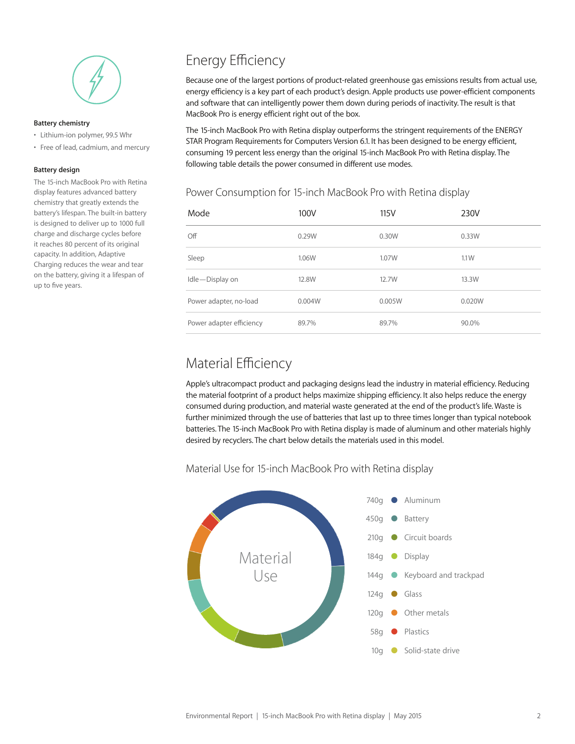**Battery chemistry**

- Lithium-ion polymer, 99.5 Whr
- Free of lead, cadmium, and mercury

**Battery design**

The 15-inch MacBook Pro with Retina display features advanced battery chemistry that greatly extends the battery's lifespan. The built-in battery is designed to deliver up to 1000 full charge and discharge cycles before it reaches 80 percent of its original capacity. In addition, Adaptive Charging reduces the wear and tear on the battery, giving it a lifespan of up to five years.

## Energy Efficiency

Because one of the largest portions of product-related greenhouse gas emissions results from actual use, energy efficiency is a key part of each product's design. Apple products use power-efficient components and software that can intelligently power them down during periods of inactivity. The result is that MacBook Pro is energy efficient right out of the box.

The 15-inch MacBook Pro with Retina display outperforms the stringent requirements of the ENERGY STAR Program Requirements for Computers Version 6.1. It has been designed to be energy efficient, consuming 19 percent less energy than the original 15-inch MacBook Pro with Retina display. The following table details the power consumed in different use modes.

### Power Consumption for 15-inch MacBook Pro with Retina display

| Mode | 100V | 115V | 230V |
|---|---|---|---|
| Off | 0.29W | 0.30W | 0.33W |
| Sleep | 1.06W | 1.07W | 1.1W |
| Idle—Display on | 12.8W | 12.7W | 13.3W |
| Power adapter, no-load | 0.004W | 0.005W | 0.020W |
| Power adapter efficiency | 89.7% | 89.7% | 90.0% |

## Material Efficiency

Apple's ultracompact product and packaging designs lead the industry in material efficiency. Reducing the material footprint of a product helps maximize shipping efficiency. It also helps reduce the energy consumed during production, and material waste generated at the end of the product's life. Waste is further minimized through the use of batteries that last up to three times longer than typical notebook batteries. The 15-inch MacBook Pro with Retina display is made of aluminum and other materials highly desired by recyclers. The chart below details the materials used in this model.

### Material Use for 15-inch MacBook Pro with Retina display

Material Use

| Weight | Material |
|---|---|
| 740g | Aluminum |
| 450g | Battery |
| 210g | Circuit boards |
| 184g | Display |
| 144g | Keyboard and trackpad |
| 124g | Glass |
| 120g | Other metals |
| 58g | Plastics |
| 10g | Solid-state drive |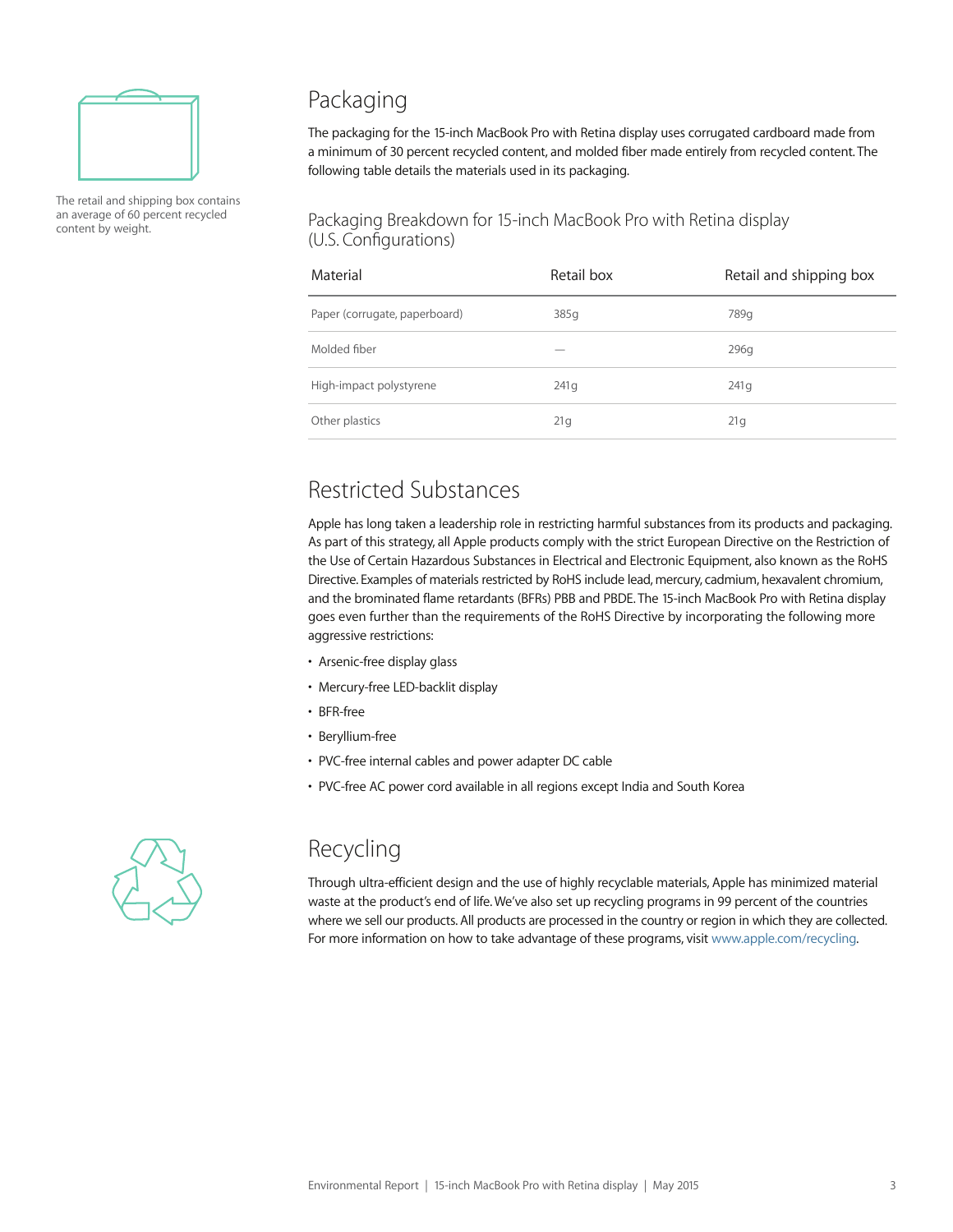The retail and shipping box contains an average of 60 percent recycled content by weight.

## Packaging

The packaging for the 15-inch MacBook Pro with Retina display uses corrugated cardboard made from a minimum of 30 percent recycled content, and molded fiber made entirely from recycled content. The following table details the materials used in its packaging.

### Packaging Breakdown for 15-inch MacBook Pro with Retina display (U.S. Configurations)

| Material | Retail box | Retail and shipping box |
|---|---|---|
| Paper (corrugate, paperboard) | 385g | 789g |
| Molded fiber | — | 296g |
| High-impact polystyrene | 241g | 241g |
| Other plastics | 21g | 21g |

## Restricted Substances

Apple has long taken a leadership role in restricting harmful substances from its products and packaging. As part of this strategy, all Apple products comply with the strict European Directive on the Restriction of the Use of Certain Hazardous Substances in Electrical and Electronic Equipment, also known as the RoHS Directive. Examples of materials restricted by RoHS include lead, mercury, cadmium, hexavalent chromium, and the brominated flame retardants (BFRs) PBB and PBDE. The 15-inch MacBook Pro with Retina display goes even further than the requirements of the RoHS Directive by incorporating the following more aggressive restrictions:

- Arsenic-free display glass
- Mercury-free LED-backlit display
- BFR-free
- Beryllium-free
- PVC-free internal cables and power adapter DC cable
- PVC-free AC power cord available in all regions except India and South Korea

## Recycling

Through ultra-efficient design and the use of highly recyclable materials, Apple has minimized material waste at the product's end of life. We've also set up recycling programs in 99 percent of the countries where we sell our products. All products are processed in the country or region in which they are collected. For more information on how to take advantage of these programs, visit www.apple.com/recycling.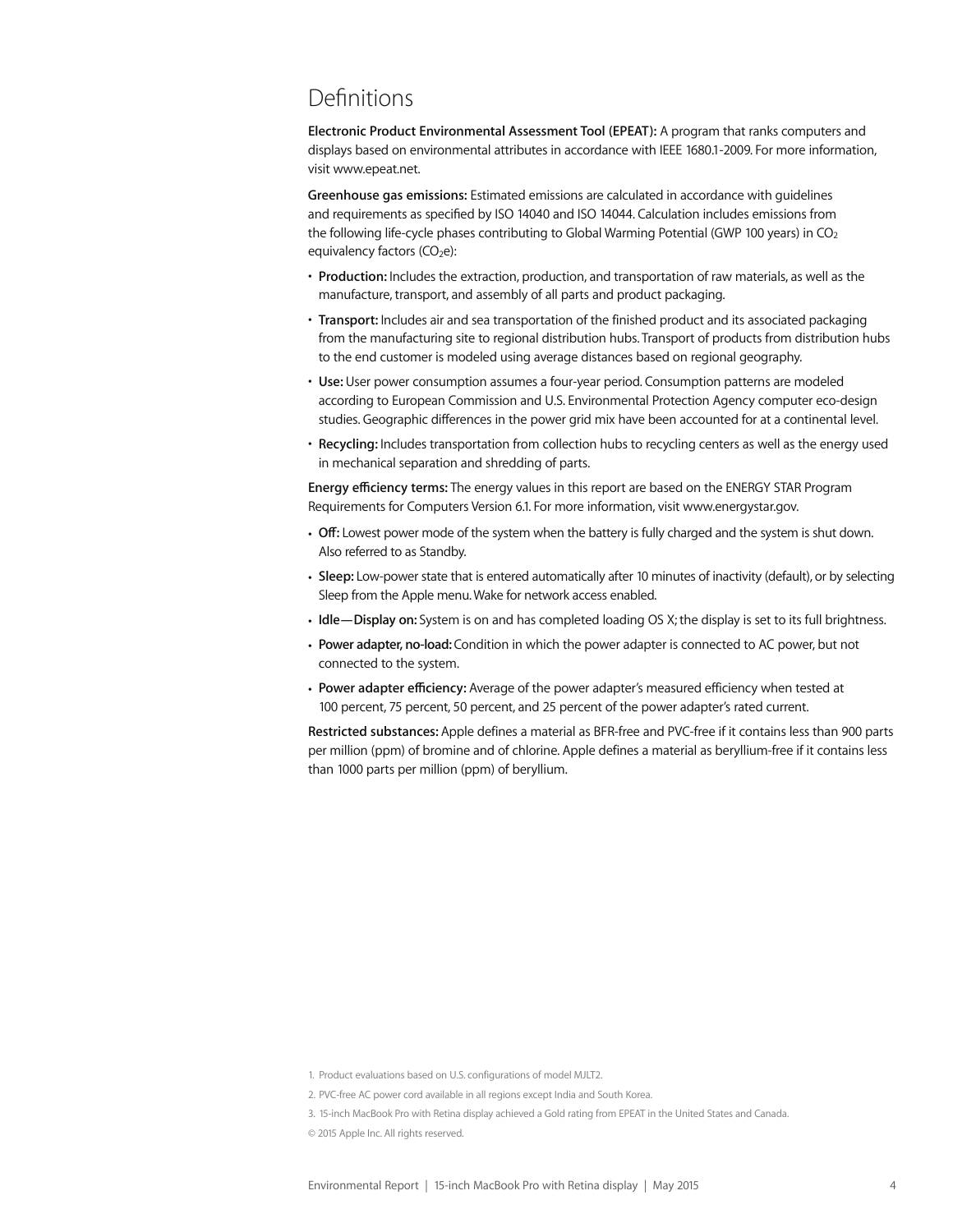# Definitions

**Electronic Product Environmental Assessment Tool (EPEAT):** A program that ranks computers and displays based on environmental attributes in accordance with IEEE 1680.1-2009. For more information, visit www.epeat.net.

**Greenhouse gas emissions:** Estimated emissions are calculated in accordance with guidelines and requirements as specified by ISO 14040 and ISO 14044. Calculation includes emissions from the following life-cycle phases contributing to Global Warming Potential (GWP 100 years) in $CO_2$ equivalency factors ($CO_2e$):

- **Production:** Includes the extraction, production, and transportation of raw materials, as well as the manufacture, transport, and assembly of all parts and product packaging.
- **Transport:** Includes air and sea transportation of the finished product and its associated packaging from the manufacturing site to regional distribution hubs. Transport of products from distribution hubs to the end customer is modeled using average distances based on regional geography.
- **Use:** User power consumption assumes a four-year period. Consumption patterns are modeled according to European Commission and U.S. Environmental Protection Agency computer eco-design studies. Geographic differences in the power grid mix have been accounted for at a continental level.
- **Recycling:** Includes transportation from collection hubs to recycling centers as well as the energy used in mechanical separation and shredding of parts.

**Energy efficiency terms:** The energy values in this report are based on the ENERGY STAR Program Requirements for Computers Version 6.1. For more information, visit www.energystar.gov.

- **Off:** Lowest power mode of the system when the battery is fully charged and the system is shut down. Also referred to as Standby.
- **Sleep:** Low-power state that is entered automatically after 10 minutes of inactivity (default), or by selecting Sleep from the Apple menu. Wake for network access enabled.
- **Idle—Display on:** System is on and has completed loading OS X; the display is set to its full brightness.
- **Power adapter, no-load:** Condition in which the power adapter is connected to AC power, but not connected to the system.
- **Power adapter efficiency:** Average of the power adapter's measured efficiency when tested at 100 percent, 75 percent, 50 percent, and 25 percent of the power adapter's rated current.

**Restricted substances:** Apple defines a material as BFR-free and PVC-free if it contains less than 900 parts per million (ppm) of bromine and of chlorine. Apple defines a material as beryllium-free if it contains less than 1000 parts per million (ppm) of beryllium.

1. Product evaluations based on U.S. configurations of model MJLT2.
2. PVC-free AC power cord available in all regions except India and South Korea.
3. 15-inch MacBook Pro with Retina display achieved a Gold rating from EPEAT in the United States and Canada.

© 2015 Apple Inc. All rights reserved.